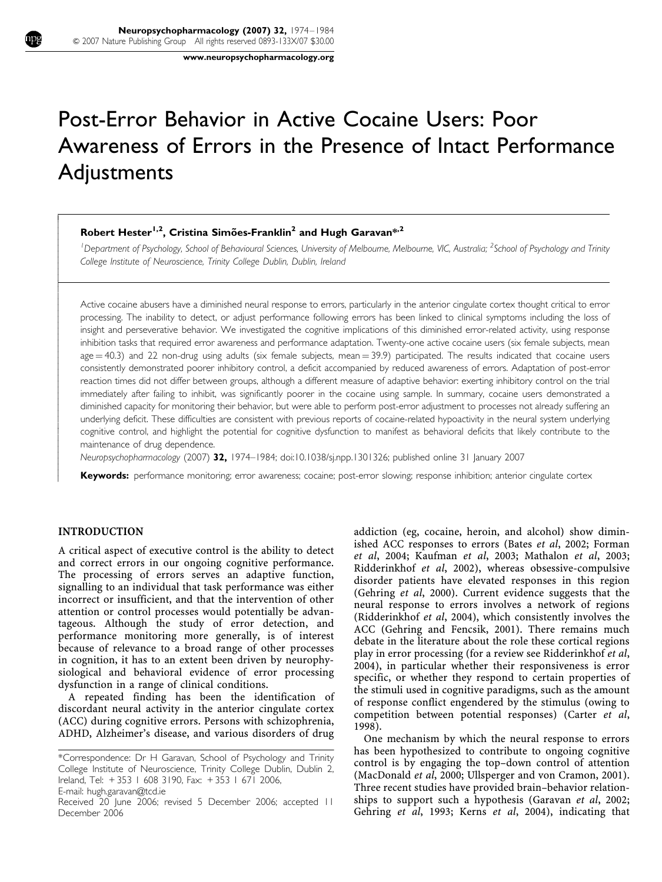# Post-Error Behavior in Active Cocaine Users: Poor Awareness of Errors in the Presence of Intact Performance Adjustments

**Robert Hester[1,2], Cristina Simões-Franklin[2] and Hugh Garavan*[,2]**

[1] *Department of Psychology, School of Behavioural Sciences, University of Melbourne, Melbourne, VIC, Australia;* [2] *School of Psychology and Trinity College Institute of Neuroscience, Trinity College Dublin, Dublin, Ireland*

Active cocaine abusers have a diminished neural response to errors, particularly in the anterior cingulate cortex thought critical to error processing. The inability to detect, or adjust performance following errors has been linked to clinical symptoms including the loss of insight and perseverative behavior. We investigated the cognitive implications of this diminished error-related activity, using response inhibition tasks that required error awareness and performance adaptation. Twenty-one active cocaine users (six female subjects, mean age = 40.3) and 22 non-drug using adults (six female subjects, mean = 39.9) participated. The results indicated that cocaine users consistently demonstrated poorer inhibitory control, a deficit accompanied by reduced awareness of errors. Adaptation of post-error reaction times did not differ between groups, although a different measure of adaptive behavior: exerting inhibitory control on the trial immediately after failing to inhibit, was significantly poorer in the cocaine using sample. In summary, cocaine users demonstrated a diminished capacity for monitoring their behavior, but were able to perform post-error adjustment to processes not already suffering an underlying deficit. These difficulties are consistent with previous reports of cocaine-related hypoactivity in the neural system underlying cognitive control, and highlight the potential for cognitive dysfunction to manifest as behavioral deficits that likely contribute to the maintenance of drug dependence.

*Neuropsychopharmacology* (2007) **32,** 1974–1984; doi:10.1038/sj.npp.1301326; published online 31 January 2007

**Keywords:** performance monitoring; error awareness; cocaine; post-error slowing; response inhibition; anterior cingulate cortex

## INTRODUCTION

A critical aspect of executive control is the ability to detect and correct errors in our ongoing cognitive performance. The processing of errors serves an adaptive function, signalling to an individual that task performance was either incorrect or insufficient, and that the intervention of other attention or control processes would potentially be advantageous. Although the study of error detection, and performance monitoring more generally, is of interest because of relevance to a broad range of other processes in cognition, it has to an extent been driven by neurophysiological and behavioral evidence of error processing dysfunction in a range of clinical conditions.

A repeated finding has been the identification of discordant neural activity in the anterior cingulate cortex (ACC) during cognitive errors. Persons with schizophrenia, ADHD, Alzheimer's disease, and various disorders of drug addiction (eg, cocaine, heroin, and alcohol) show diminished ACC responses to errors (Bates *et al*, 2002; Forman *et al*, 2004; Kaufman *et al*, 2003; Mathalon *et al*, 2003; Ridderinkhof *et al*, 2002), whereas obsessive-compulsive disorder patients have elevated responses in this region (Gehring *et al*, 2000). Current evidence suggests that the neural response to errors involves a network of regions (Ridderinkhof *et al*, 2004), which consistently involves the ACC (Gehring and Fencsik, 2001). There remains much debate in the literature about the role these cortical regions play in error processing (for a review see Ridderinkhof *et al*, 2004), in particular whether their responsiveness is error specific, or whether they respond to certain properties of the stimuli used in cognitive paradigms, such as the amount of response conflict engendered by the stimulus (owing to competition between potential responses) (Carter *et al*, 1998).

One mechanism by which the neural response to errors has been hypothesized to contribute to ongoing cognitive control is by engaging the top–down control of attention (MacDonald *et al*, 2000; Ullsperger and von Cramon, 2001). Three recent studies have provided brain–behavior relationships to support such a hypothesis (Garavan *et al*, 2002; Gehring *et al*, 1993; Kerns *et al*, 2004), indicating that

*Correspondence: Dr H Garavan, School of Psychology and Trinity College Institute of Neuroscience, Trinity College Dublin, Dublin 2, Ireland, Tel: + 353 1 608 3190, Fax: + 353 1 671 2006, E-mail: hugh.garavan@tcd.ie

Received 20 June 2006; revised 5 December 2006; accepted 11 December 2006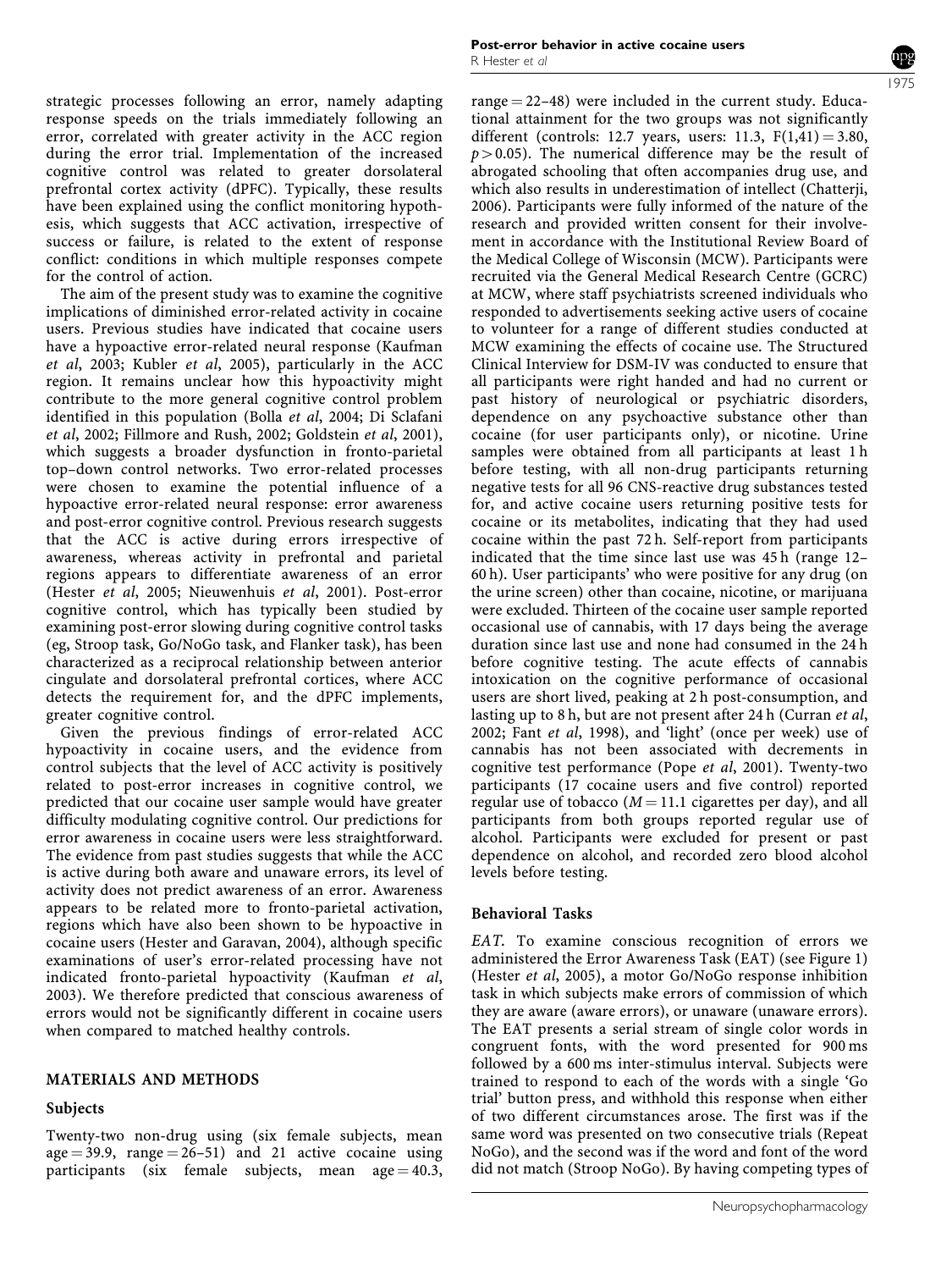strategic processes following an error, namely adapting response speeds on the trials immediately following an error, correlated with greater activity in the ACC region during the error trial. Implementation of the increased cognitive control was related to greater dorsolateral prefrontal cortex activity (dPFC). Typically, these results have been explained using the conflict monitoring hypothesis, which suggests that ACC activation, irrespective of success or failure, is related to the extent of response conflict: conditions in which multiple responses compete for the control of action.

The aim of the present study was to examine the cognitive implications of diminished error-related activity in cocaine users. Previous studies have indicated that cocaine users have a hypoactive error-related neural response (Kaufman *et al*, 2003; Kubler *et al*, 2005), particularly in the ACC region. It remains unclear how this hypoactivity might contribute to the more general cognitive control problem identified in this population (Bolla *et al*, 2004; Di Sclafani *et al*, 2002; Fillmore and Rush, 2002; Goldstein *et al*, 2001), which suggests a broader dysfunction in fronto-parietal top–down control networks. Two error-related processes were chosen to examine the potential influence of a hypoactive error-related neural response: error awareness and post-error cognitive control. Previous research suggests that the ACC is active during errors irrespective of awareness, whereas activity in prefrontal and parietal regions appears to differentiate awareness of an error (Hester *et al*, 2005; Nieuwenhuis *et al*, 2001). Post-error cognitive control, which has typically been studied by examining post-error slowing during cognitive control tasks (eg, Stroop task, Go/NoGo task, and Flanker task), has been characterized as a reciprocal relationship between anterior cingulate and dorsolateral prefrontal cortices, where ACC detects the requirement for, and the dPFC implements, greater cognitive control.

Given the previous findings of error-related ACC hypoactivity in cocaine users, and the evidence from control subjects that the level of ACC activity is positively related to post-error increases in cognitive control, we predicted that our cocaine user sample would have greater difficulty modulating cognitive control. Our predictions for error awareness in cocaine users were less straightforward. The evidence from past studies suggests that while the ACC is active during both aware and unaware errors, its level of activity does not predict awareness of an error. Awareness appears to be related more to fronto-parietal activation, regions which have also been shown to be hypoactive in cocaine users (Hester and Garavan, 2004), although specific examinations of user's error-related processing have not indicated fronto-parietal hypoactivity (Kaufman *et al*, 2003). We therefore predicted that conscious awareness of errors would not be significantly different in cocaine users when compared to matched healthy controls.

## MATERIALS AND METHODS

### Subjects

Twenty-two non-drug using (six female subjects, mean age = 39.9, range = 26–51) and 21 active cocaine using participants (six female subjects, mean age = 40.3, range = 22–48) were included in the current study. Educational attainment for the two groups was not significantly different (controls: 12.7 years, users: 11.3, $F(1,41) = 3.80$, $p > 0.05$). The numerical difference may be the result of abrogated schooling that often accompanies drug use, and which also results in underestimation of intellect (Chatterji, 2006). Participants were fully informed of the nature of the research and provided written consent for their involvement in accordance with the Institutional Review Board of the Medical College of Wisconsin (MCW). Participants were recruited via the General Medical Research Centre (GCRC) at MCW, where staff psychiatrists screened individuals who responded to advertisements seeking active users of cocaine to volunteer for a range of different studies conducted at MCW examining the effects of cocaine use. The Structured Clinical Interview for DSM-IV was conducted to ensure that all participants were right handed and had no current or past history of neurological or psychiatric disorders, dependence on any psychoactive substance other than cocaine (for user participants only), or nicotine. Urine samples were obtained from all participants at least 1 h before testing, with all non-drug participants returning negative tests for all 96 CNS-reactive drug substances tested for, and active cocaine users returning positive tests for cocaine or its metabolites, indicating that they had used cocaine within the past 72 h. Self-report from participants indicated that the time since last use was 45 h (range 12–60 h). User participants' who were positive for any drug (on the urine screen) other than cocaine, nicotine, or marijuana were excluded. Thirteen of the cocaine user sample reported occasional use of cannabis, with 17 days being the average duration since last use and none had consumed in the 24 h before cognitive testing. The acute effects of cannabis intoxication on the cognitive performance of occasional users are short lived, peaking at 2 h post-consumption, and lasting up to 8 h, but are not present after 24 h (Curran *et al*, 2002; Fant *et al*, 1998), and 'light' (once per week) use of cannabis has not been associated with decrements in cognitive test performance (Pope *et al*, 2001). Twenty-two participants (17 cocaine users and five control) reported regular use of tobacco ($M = 11.1$ cigarettes per day), and all participants from both groups reported regular use of alcohol. Participants were excluded for present or past dependence on alcohol, and recorded zero blood alcohol levels before testing.

### Behavioral Tasks

*EAT.* To examine conscious recognition of errors we administered the Error Awareness Task (EAT) (see Figure 1) (Hester *et al*, 2005), a motor Go/NoGo response inhibition task in which subjects make errors of commission of which they are aware (aware errors), or unaware (unaware errors). The EAT presents a serial stream of single color words in congruent fonts, with the word presented for 900 ms followed by a 600 ms inter-stimulus interval. Subjects were trained to respond to each of the words with a single 'Go trial' button press, and withhold this response when either of two different circumstances arose. The first was if the same word was presented on two consecutive trials (Repeat NoGo), and the second was if the word and font of the word did not match (Stroop NoGo). By having competing types of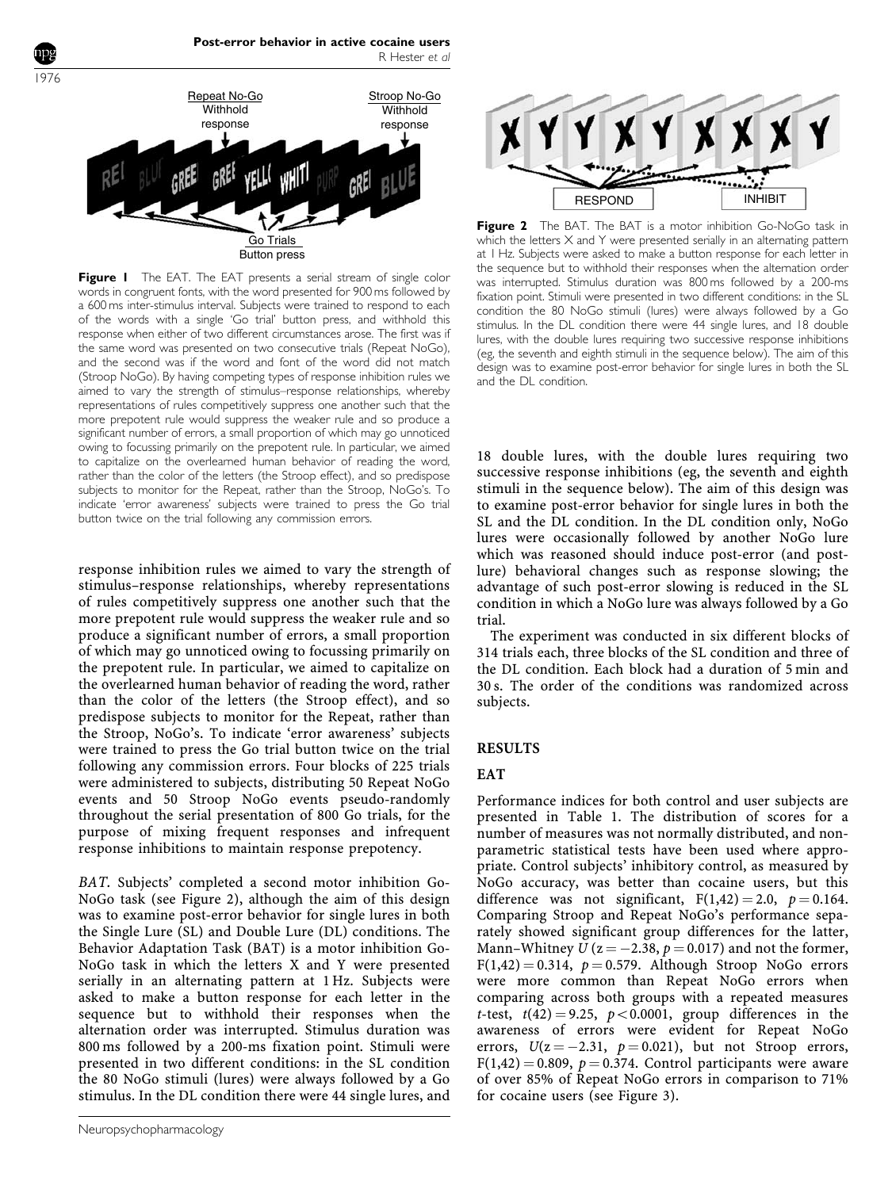Repeat No-Go
Withhold
response

Stroop No-Go
Withhold
response

Go Trials
Button press

**Figure 1** The EAT. The EAT presents a serial stream of single color words in congruent fonts, with the word presented for 900 ms followed by a 600 ms inter-stimulus interval. Subjects were trained to respond to each of the words with a single 'Go trial' button press, and withhold this response when either of two different circumstances arose. The first was if the same word was presented on two consecutive trials (Repeat NoGo), and the second was if the word and font of the word did not match (Stroop NoGo). By having competing types of response inhibition rules we aimed to vary the strength of stimulus–response relationships, whereby representations of rules competitively suppress one another such that the more prepotent rule would suppress the weaker rule and so produce a significant number of errors, a small proportion of which may go unnoticed owing to focussing primarily on the prepotent rule. In particular, we aimed to capitalize on the overlearned human behavior of reading the word, rather than the color of the letters (the Stroop effect), and so predispose subjects to monitor for the Repeat, rather than the Stroop, NoGo's. To indicate 'error awareness' subjects were trained to press the Go trial button twice on the trial following any commission errors.

RESPOND

INHIBIT

**Figure 2** The BAT. The BAT is a motor inhibition Go-NoGo task in which the letters X and Y were presented serially in an alternating pattern at 1 Hz. Subjects were asked to make a button response for each letter in the sequence but to withhold their responses when the alternation order was interrupted. Stimulus duration was 800 ms followed by a 200-ms fixation point. Stimuli were presented in two different conditions: in the SL condition the 80 NoGo stimuli (lures) were always followed by a Go stimulus. In the DL condition there were 44 single lures, and 18 double lures, with the double lures requiring two successive response inhibitions (eg, the seventh and eighth stimuli in the sequence below). The aim of this design was to examine post-error behavior for single lures in both the SL and the DL condition.

response inhibition rules we aimed to vary the strength of stimulus–response relationships, whereby representations of rules competitively suppress one another such that the more prepotent rule would suppress the weaker rule and so produce a significant number of errors, a small proportion of which may go unnoticed owing to focussing primarily on the prepotent rule. In particular, we aimed to capitalize on the overlearned human behavior of reading the word, rather than the color of the letters (the Stroop effect), and so predispose subjects to monitor for the Repeat, rather than the Stroop, NoGo's. To indicate 'error awareness' subjects were trained to press the Go trial button twice on the trial following any commission errors. Four blocks of 225 trials were administered to subjects, distributing 50 Repeat NoGo events and 50 Stroop NoGo events pseudo-randomly throughout the serial presentation of 800 Go trials, for the purpose of mixing frequent responses and infrequent response inhibitions to maintain response prepotency.

*BAT.* Subjects' completed a second motor inhibition Go-NoGo task (see Figure 2), although the aim of this design was to examine post-error behavior for single lures in both the Single Lure (SL) and Double Lure (DL) conditions. The Behavior Adaptation Task (BAT) is a motor inhibition Go-NoGo task in which the letters X and Y were presented serially in an alternating pattern at 1 Hz. Subjects were asked to make a button response for each letter in the sequence but to withhold their responses when the alternation order was interrupted. Stimulus duration was 800 ms followed by a 200-ms fixation point. Stimuli were presented in two different conditions: in the SL condition the 80 NoGo stimuli (lures) were always followed by a Go stimulus. In the DL condition there were 44 single lures, and 18 double lures, with the double lures requiring two successive response inhibitions (eg, the seventh and eighth stimuli in the sequence below). The aim of this design was to examine post-error behavior for single lures in both the SL and the DL condition. In the DL condition only, NoGo lures were occasionally followed by another NoGo lure which was reasoned should induce post-error (and post-lure) behavioral changes such as response slowing; the advantage of such post-error slowing is reduced in the SL condition in which a NoGo lure was always followed by a Go trial.

The experiment was conducted in six different blocks of 314 trials each, three blocks of the SL condition and three of the DL condition. Each block had a duration of 5 min and 30 s. The order of the conditions was randomized across subjects.

## RESULTS

### EAT

Performance indices for both control and user subjects are presented in Table 1. The distribution of scores for a number of measures was not normally distributed, and non-parametric statistical tests have been used where appropriate. Control subjects' inhibitory control, as measured by NoGo accuracy, was better than cocaine users, but this difference was not significant, $F(1,42) = 2.0$, $p = 0.164$. Comparing Stroop and Repeat NoGo's performance separately showed significant group differences for the latter, Mann–Whitney $U$ ($z = -2.38$, $p = 0.017$) and not the former, $F(1,42) = 0.314$, $p = 0.579$. Although Stroop NoGo errors were more common than Repeat NoGo errors when comparing across both groups with a repeated measures $t$-test, $t(42) = 9.25$, $p < 0.0001$, group differences in the awareness of errors were evident for Repeat NoGo errors, $U(z = -2.31$, $p = 0.021)$, but not Stroop errors, $F(1,42) = 0.809$, $p = 0.374$. Control participants were aware of over 85% of Repeat NoGo errors in comparison to 71% for cocaine users (see Figure 3).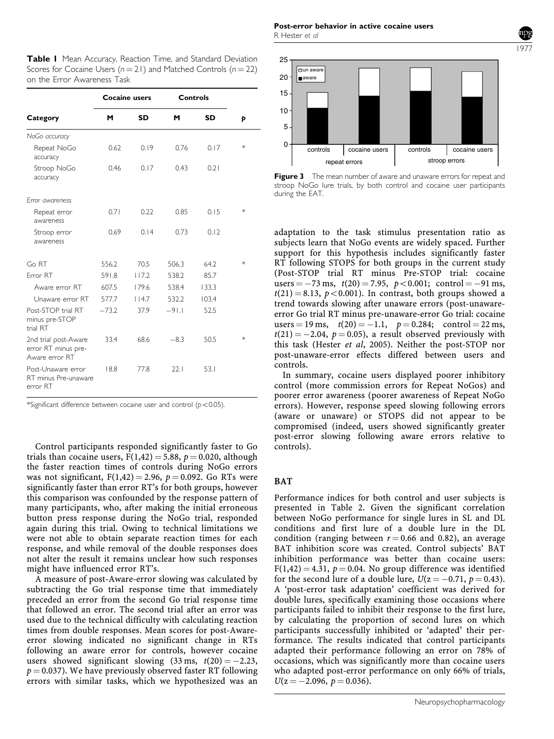**Table 1** Mean Accuracy, Reaction Time, and Standard Deviation Scores for Cocaine Users ($n = 21$) and Matched Controls ($n = 22$) on the Error Awareness Task

| Category | Cocaine users | | Controls | | p |
|---|---|---|---|---|---|
| | M | SD | M | SD | |
| *NoGo accuracy* | | | | | |
| Repeat NoGo accuracy | 0.62 | 0.19 | 0.76 | 0.17 | * |
| Stroop NoGo accuracy | 0.46 | 0.17 | 0.43 | 0.21 | |
| *Error awareness* | | | | | |
| Repeat error awareness | 0.71 | 0.22 | 0.85 | 0.15 | * |
| Stroop error awareness | 0.69 | 0.14 | 0.73 | 0.12 | |
| Go RT | 556.2 | 70.5 | 506.3 | 64.2 | * |
| Error RT | 591.8 | 117.2 | 538.2 | 85.7 | |
| Aware error RT | 607.5 | 179.6 | 538.4 | 133.3 | |
| Unaware error RT | 577.7 | 114.7 | 532.2 | 103.4 | |
| Post-STOP trial RT minus pre-STOP trial RT | −73.2 | 37.9 | −91.1 | 52.5 | |
| 2nd trial post-Aware error RT minus pre-Aware error RT | 33.4 | 68.6 | −8.3 | 50.5 | * |
| Post-Unaware error RT minus Pre-unaware error RT | 18.8 | 77.8 | 22.1 | 53.1 | |

*Significant difference between cocaine user and control ($p < 0.05$).

Control participants responded significantly faster to Go trials than cocaine users, $F(1,42) = 5.88$, $p = 0.020$, although the faster reaction times of controls during NoGo errors was not significant, $F(1,42) = 2.96$, $p = 0.092$. Go RTs were significantly faster than error RT's for both groups, however this comparison was confounded by the response pattern of many participants, who, after making the initial erroneous button press response during the NoGo trial, responded again during this trial. Owing to technical limitations we were not able to obtain separate reaction times for each response, and while removal of the double responses does not alter the result it remains unclear how such responses might have influenced error RT's.

A measure of post-Aware-error slowing was calculated by subtracting the Go trial response time that immediately preceded an error from the second Go trial response time that followed an error. The second trial after an error was used due to the technical difficulty with calculating reaction times from double responses. Mean scores for post-Aware-error slowing indicated no significant change in RTs following an aware error for controls, however cocaine users showed significant slowing (33 ms, $t(20) = -2.23$, $p = 0.037$). We have previously observed faster RT following errors with similar tasks, which we hypothesized was an adaptation to the task stimulus presentation ratio as subjects learn that NoGo events are widely spaced. Further support for this hypothesis includes significantly faster RT following STOPS for both groups in the current study (Post-STOP trial RT minus Pre-STOP trial: cocaine users = −73 ms, $t(20) = 7.95$, $p < 0.001$; control = −91 ms, $t(21) = 8.13$, $p < 0.001$). In contrast, both groups showed a trend towards slowing after unaware errors (post-unaware-error Go trial RT minus pre-unaware-error Go trial: cocaine users = 19 ms, $t(20) = -1.1$, $p = 0.284$; control = 22 ms, $t(21) = -2.04$, $p = 0.05$), a result observed previously with this task (Hester *et al*, 2005). Neither the post-STOP nor post-unaware-error effects differed between users and controls.

Figure 3 The mean number of aware and unaware errors for repeat and stroop NoGo lure trials, by both control and cocaine user participants during the EAT.

In summary, cocaine users displayed poorer inhibitory control (more commission errors for Repeat NoGos) and poorer error awareness (poorer awareness of Repeat NoGo errors). However, response speed slowing following errors (aware or unaware) or STOPS did not appear to be compromised (indeed, users showed significantly greater post-error slowing following aware errors relative to controls).

## BAT

Performance indices for both control and user subjects is presented in Table 2. Given the significant correlation between NoGo performance for single lures in SL and DL conditions and first lure of a double lure in the DL condition (ranging between $r = 0.66$ and 0.82), an average BAT inhibition score was created. Control subjects' BAT inhibition performance was better than cocaine users: $F(1,42) = 4.31$, $p = 0.04$. No group difference was identified for the second lure of a double lure, $U(z = -0.71, p = 0.43)$. A 'post-error task adaptation' coefficient was derived for double lures, specifically examining those occasions where participants failed to inhibit their response to the first lure, by calculating the proportion of second lures on which participants successfully inhibited or 'adapted' their performance. The results indicated that control participants adapted their performance following an error on 78% of occasions, which was significantly more than cocaine users who adapted post-error performance on only 66% of trials, $U(z = -2.096, p = 0.036)$.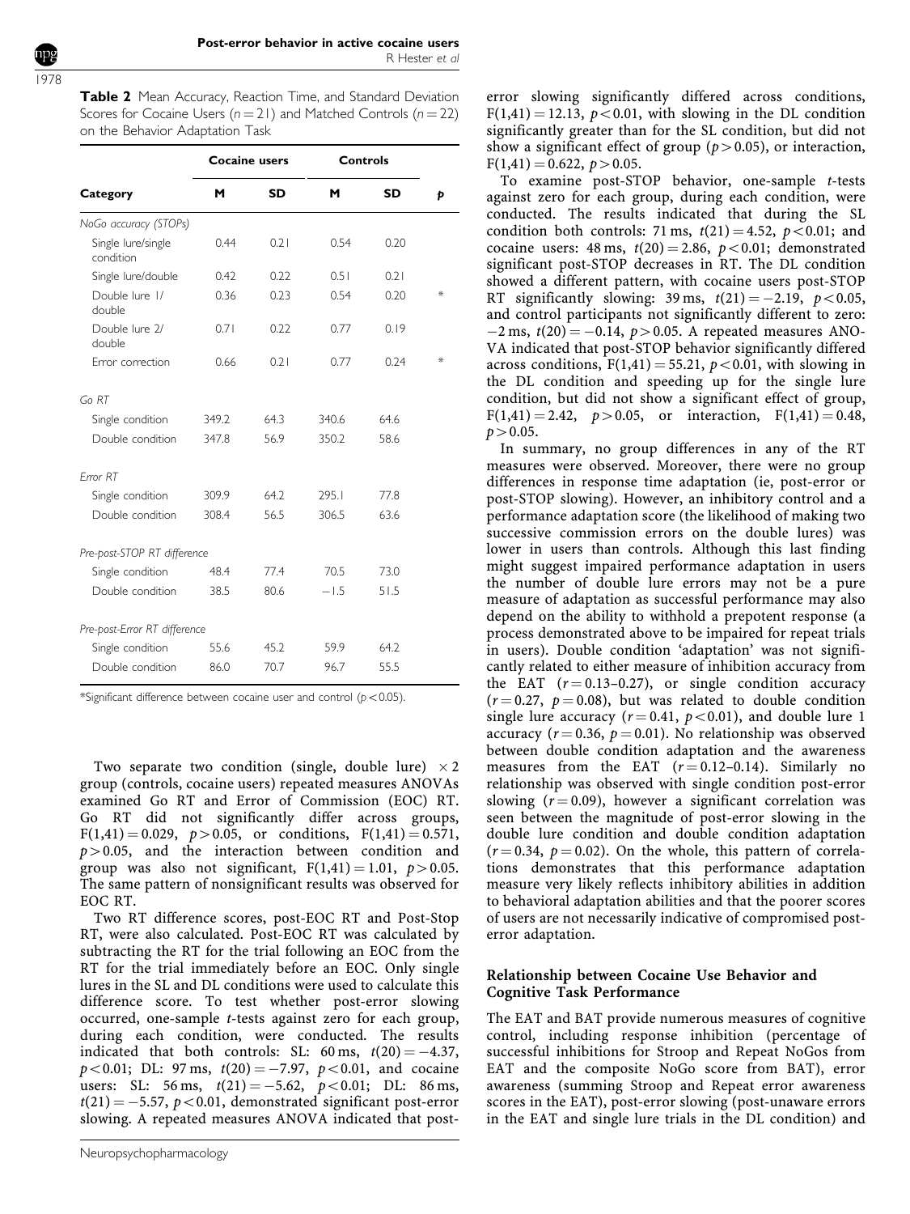**Table 2** Mean Accuracy, Reaction Time, and Standard Deviation Scores for Cocaine Users ($n = 21$) and Matched Controls ($n = 22$) on the Behavior Adaptation Task

| Category | Cocaine users | | Controls | | *p* |
|---|---|---|---|---|---|
| | M | SD | M | SD | |
| *NoGo accuracy (STOPs)* | | | | | |
| Single lure/single condition | 0.44 | 0.21 | 0.54 | 0.20 | |
| Single lure/double | 0.42 | 0.22 | 0.51 | 0.21 | |
| Double lure 1/double | 0.36 | 0.23 | 0.54 | 0.20 | * |
| Double lure 2/double | 0.71 | 0.22 | 0.77 | 0.19 | |
| Error correction | 0.66 | 0.21 | 0.77 | 0.24 | * |
| *Go RT* | | | | | |
| Single condition | 349.2 | 64.3 | 340.6 | 64.6 | |
| Double condition | 347.8 | 56.9 | 350.2 | 58.6 | |
| *Error RT* | | | | | |
| Single condition | 309.9 | 64.2 | 295.1 | 77.8 | |
| Double condition | 308.4 | 56.5 | 306.5 | 63.6 | |
| *Pre-post-STOP RT difference* | | | | | |
| Single condition | 48.4 | 77.4 | 70.5 | 73.0 | |
| Double condition | 38.5 | 80.6 | −1.5 | 51.5 | |
| *Pre-post-Error RT difference* | | | | | |
| Single condition | 55.6 | 45.2 | 59.9 | 64.2 | |
| Double condition | 86.0 | 70.7 | 96.7 | 55.5 | |

*Significant difference between cocaine user and control ($p < 0.05$).

Two separate two condition (single, double lure) × 2 group (controls, cocaine users) repeated measures ANOVAs examined Go RT and Error of Commission (EOC) RT. Go RT did not significantly differ across groups, $F(1,41) = 0.029$, $p > 0.05$, or conditions, $F(1,41) = 0.571$, $p > 0.05$, and the interaction between condition and group was also not significant, $F(1,41) = 1.01$, $p > 0.05$. The same pattern of nonsignificant results was observed for EOC RT.

Two RT difference scores, post-EOC RT and Post-Stop RT, were also calculated. Post-EOC RT was calculated by subtracting the RT for the trial following an EOC from the RT for the trial immediately before an EOC. Only single lures in the SL and DL conditions were used to calculate this difference score. To test whether post-error slowing occurred, one-sample *t*-tests against zero for each group, during each condition, were conducted. The results indicated that both controls: SL: 60 ms, $t(20) = -4.37$, $p < 0.01$; DL: 97 ms, $t(20) = -7.97$, $p < 0.01$, and cocaine users: SL: 56 ms, $t(21) = -5.62$, $p < 0.01$; DL: 86 ms, $t(21) = -5.57$, $p < 0.01$, demonstrated significant post-error slowing. A repeated measures ANOVA indicated that post-error slowing significantly differed across conditions, $F(1,41) = 12.13$, $p < 0.01$, with slowing in the DL condition significantly greater than for the SL condition, but did not show a significant effect of group ($p > 0.05$), or interaction, $F(1,41) = 0.622$, $p > 0.05$.

To examine post-STOP behavior, one-sample *t*-tests against zero for each group, during each condition, were conducted. The results indicated that during the SL condition both controls: 71 ms, $t(21) = 4.52$, $p < 0.01$; and cocaine users: 48 ms, $t(20) = 2.86$, $p < 0.01$; demonstrated significant post-STOP decreases in RT. The DL condition showed a different pattern, with cocaine users post-STOP RT significantly slowing: 39 ms, $t(21) = -2.19$, $p < 0.05$, and control participants not significantly different to zero: −2 ms, $t(20) = -0.14$, $p > 0.05$. A repeated measures ANOVA indicated that post-STOP behavior significantly differed across conditions, $F(1,41) = 55.21$, $p < 0.01$, with slowing in the DL condition and speeding up for the single lure condition, but did not show a significant effect of group, $F(1,41) = 2.42$, $p > 0.05$, or interaction, $F(1,41) = 0.48$, $p > 0.05$.

In summary, no group differences in any of the RT measures were observed. Moreover, there were no group differences in response time adaptation (ie, post-error or post-STOP slowing). However, an inhibitory control and a performance adaptation score (the likelihood of making two successive commission errors on the double lures) was lower in users than controls. Although this last finding might suggest impaired performance adaptation in users the number of double lure errors may not be a pure measure of adaptation as successful performance may also depend on the ability to withhold a prepotent response (a process demonstrated above to be impaired for repeat trials in users). Double condition 'adaptation' was not significantly related to either measure of inhibition accuracy from the EAT ($r = 0.13$–$0.27$), or single condition accuracy ($r = 0.27$, $p = 0.08$), but was related to double condition single lure accuracy ($r = 0.41$, $p < 0.01$), and double lure 1 accuracy ($r = 0.36$, $p = 0.01$). No relationship was observed between double condition adaptation and the awareness measures from the EAT ($r = 0.12$–$0.14$). Similarly no relationship was observed with single condition post-error slowing ($r = 0.09$), however a significant correlation was seen between the magnitude of post-error slowing in the double lure condition and double condition adaptation ($r = 0.34$, $p = 0.02$). On the whole, this pattern of correlations demonstrates that this performance adaptation measure very likely reflects inhibitory abilities in addition to behavioral adaptation abilities and that the poorer scores of users are not necessarily indicative of compromised post-error adaptation.

### Relationship between Cocaine Use Behavior and Cognitive Task Performance

The EAT and BAT provide numerous measures of cognitive control, including response inhibition (percentage of successful inhibitions for Stroop and Repeat NoGos from EAT and the composite NoGo score from BAT), error awareness (summing Stroop and Repeat error awareness scores in the EAT), post-error slowing (post-unaware errors in the EAT and single lure trials in the DL condition) and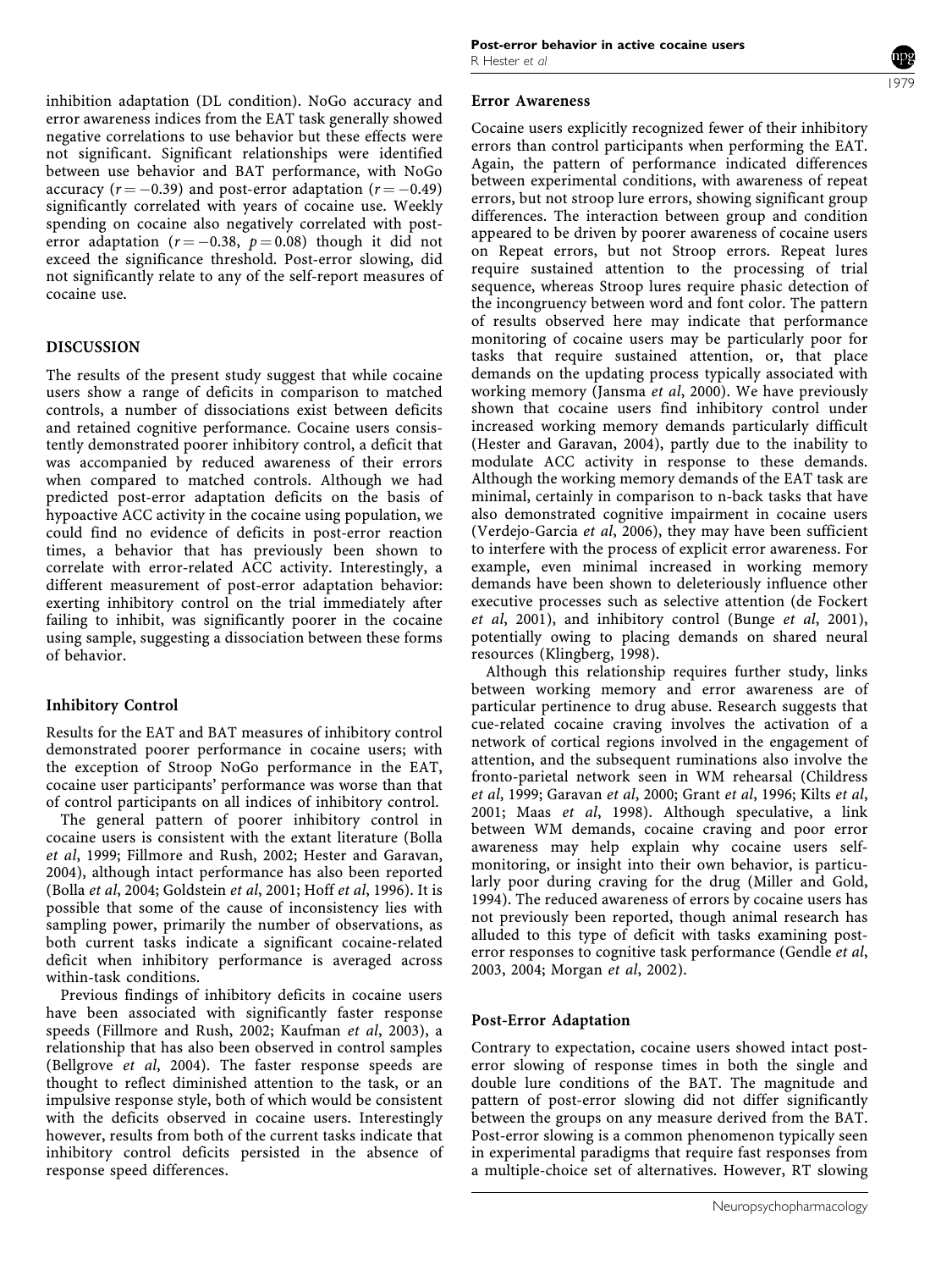inhibition adaptation (DL condition). NoGo accuracy and error awareness indices from the EAT task generally showed negative correlations to use behavior but these effects were not significant. Significant relationships were identified between use behavior and BAT performance, with NoGo accuracy ($r = -0.39$) and post-error adaptation ($r = -0.49$) significantly correlated with years of cocaine use. Weekly spending on cocaine also negatively correlated with post-error adaptation ($r = -0.38$, $p = 0.08$) though it did not exceed the significance threshold. Post-error slowing, did not significantly relate to any of the self-report measures of cocaine use.

## DISCUSSION

The results of the present study suggest that while cocaine users show a range of deficits in comparison to matched controls, a number of dissociations exist between deficits and retained cognitive performance. Cocaine users consistently demonstrated poorer inhibitory control, a deficit that was accompanied by reduced awareness of their errors when compared to matched controls. Although we had predicted post-error adaptation deficits on the basis of hypoactive ACC activity in the cocaine using population, we could find no evidence of deficits in post-error reaction times, a behavior that has previously been shown to correlate with error-related ACC activity. Interestingly, a different measurement of post-error adaptation behavior: exerting inhibitory control on the trial immediately after failing to inhibit, was significantly poorer in the cocaine using sample, suggesting a dissociation between these forms of behavior.

### Inhibitory Control

Results for the EAT and BAT measures of inhibitory control demonstrated poorer performance in cocaine users; with the exception of Stroop NoGo performance in the EAT, cocaine user participants' performance was worse than that of control participants on all indices of inhibitory control.

The general pattern of poorer inhibitory control in cocaine users is consistent with the extant literature (Bolla *et al*, 1999; Fillmore and Rush, 2002; Hester and Garavan, 2004), although intact performance has also been reported (Bolla *et al*, 2004; Goldstein *et al*, 2001; Hoff *et al*, 1996). It is possible that some of the cause of inconsistency lies with sampling power, primarily the number of observations, as both current tasks indicate a significant cocaine-related deficit when inhibitory performance is averaged across within-task conditions.

Previous findings of inhibitory deficits in cocaine users have been associated with significantly faster response speeds (Fillmore and Rush, 2002; Kaufman *et al*, 2003), a relationship that has also been observed in control samples (Bellgrove *et al*, 2004). The faster response speeds are thought to reflect diminished attention to the task, or an impulsive response style, both of which would be consistent with the deficits observed in cocaine users. Interestingly however, results from both of the current tasks indicate that inhibitory control deficits persisted in the absence of response speed differences.

### Error Awareness

Cocaine users explicitly recognized fewer of their inhibitory errors than control participants when performing the EAT. Again, the pattern of performance indicated differences between experimental conditions, with awareness of repeat errors, but not stroop lure errors, showing significant group differences. The interaction between group and condition appeared to be driven by poorer awareness of cocaine users on Repeat errors, but not Stroop errors. Repeat lures require sustained attention to the processing of trial sequence, whereas Stroop lures require phasic detection of the incongruency between word and font color. The pattern of results observed here may indicate that performance monitoring of cocaine users may be particularly poor for tasks that require sustained attention, or, that place demands on the updating process typically associated with working memory (Jansma *et al*, 2000). We have previously shown that cocaine users find inhibitory control under increased working memory demands particularly difficult (Hester and Garavan, 2004), partly due to the inability to modulate ACC activity in response to these demands. Although the working memory demands of the EAT task are minimal, certainly in comparison to n-back tasks that have also demonstrated cognitive impairment in cocaine users (Verdejo-Garcia *et al*, 2006), they may have been sufficient to interfere with the process of explicit error awareness. For example, even minimal increased in working memory demands have been shown to deleteriously influence other executive processes such as selective attention (de Fockert *et al*, 2001), and inhibitory control (Bunge *et al*, 2001), potentially owing to placing demands on shared neural resources (Klingberg, 1998).

Although this relationship requires further study, links between working memory and error awareness are of particular pertinence to drug abuse. Research suggests that cue-related cocaine craving involves the activation of a network of cortical regions involved in the engagement of attention, and the subsequent ruminations also involve the fronto-parietal network seen in WM rehearsal (Childress *et al*, 1999; Garavan *et al*, 2000; Grant *et al*, 1996; Kilts *et al*, 2001; Maas *et al*, 1998). Although speculative, a link between WM demands, cocaine craving and poor error awareness may help explain why cocaine users self-monitoring, or insight into their own behavior, is particularly poor during craving for the drug (Miller and Gold, 1994). The reduced awareness of errors by cocaine users has not previously been reported, though animal research has alluded to this type of deficit with tasks examining post-error responses to cognitive task performance (Gendle *et al*, 2003, 2004; Morgan *et al*, 2002).

### Post-Error Adaptation

Contrary to expectation, cocaine users showed intact post-error slowing of response times in both the single and double lure conditions of the BAT. The magnitude and pattern of post-error slowing did not differ significantly between the groups on any measure derived from the BAT. Post-error slowing is a common phenomenon typically seen in experimental paradigms that require fast responses from a multiple-choice set of alternatives. However, RT slowing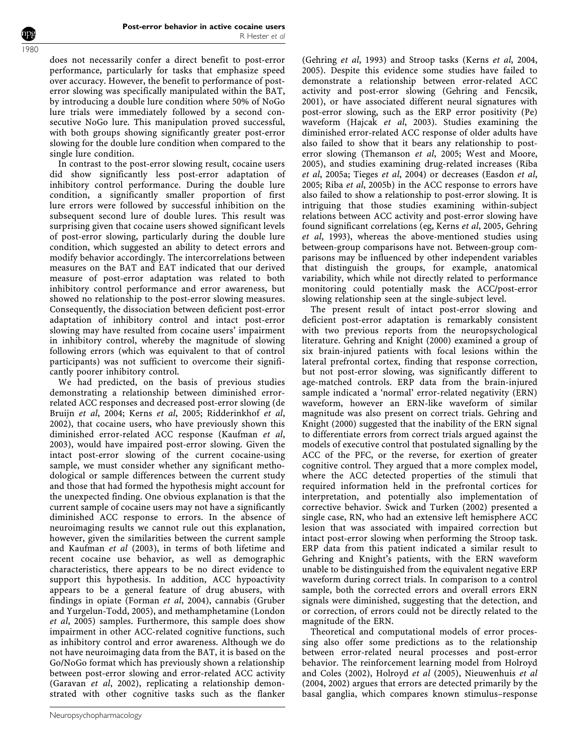does not necessarily confer a direct benefit to post-error performance, particularly for tasks that emphasize speed over accuracy. However, the benefit to performance of post-error slowing was specifically manipulated within the BAT, by introducing a double lure condition where 50% of NoGo lure trials were immediately followed by a second consecutive NoGo lure. This manipulation proved successful, with both groups showing significantly greater post-error slowing for the double lure condition when compared to the single lure condition.

In contrast to the post-error slowing result, cocaine users did show significantly less post-error adaptation of inhibitory control performance. During the double lure condition, a significantly smaller proportion of first lure errors were followed by successful inhibition on the subsequent second lure of double lures. This result was surprising given that cocaine users showed significant levels of post-error slowing, particularly during the double lure condition, which suggested an ability to detect errors and modify behavior accordingly. The intercorrelations between measures on the BAT and EAT indicated that our derived measure of post-error adaptation was related to both inhibitory control performance and error awareness, but showed no relationship to the post-error slowing measures. Consequently, the dissociation between deficient post-error adaptation of inhibitory control and intact post-error slowing may have resulted from cocaine users' impairment in inhibitory control, whereby the magnitude of slowing following errors (which was equivalent to that of control participants) was not sufficient to overcome their significantly poorer inhibitory control.

We had predicted, on the basis of previous studies demonstrating a relationship between diminished error-related ACC responses and decreased post-error slowing (de Bruijn *et al*, 2004; Kerns *et al*, 2005; Ridderinkhof *et al*, 2002), that cocaine users, who have previously shown this diminished error-related ACC response (Kaufman *et al*, 2003), would have impaired post-error slowing. Given the intact post-error slowing of the current cocaine-using sample, we must consider whether any significant methodological or sample differences between the current study and those that had formed the hypothesis might account for the unexpected finding. One obvious explanation is that the current sample of cocaine users may not have a significantly diminished ACC response to errors. In the absence of neuroimaging results we cannot rule out this explanation, however, given the similarities between the current sample and Kaufman *et al* (2003), in terms of both lifetime and recent cocaine use behavior, as well as demographic characteristics, there appears to be no direct evidence to support this hypothesis. In addition, ACC hypoactivity appears to be a general feature of drug abusers, with findings in opiate (Forman *et al*, 2004), cannabis (Gruber and Yurgelun-Todd, 2005), and methamphetamine (London *et al*, 2005) samples. Furthermore, this sample does show impairment in other ACC-related cognitive functions, such as inhibitory control and error awareness. Although we do not have neuroimaging data from the BAT, it is based on the Go/NoGo format which has previously shown a relationship between post-error slowing and error-related ACC activity (Garavan *et al*, 2002), replicating a relationship demonstrated with other cognitive tasks such as the flanker (Gehring *et al*, 1993) and Stroop tasks (Kerns *et al*, 2004, 2005). Despite this evidence some studies have failed to demonstrate a relationship between error-related ACC activity and post-error slowing (Gehring and Fencsik, 2001), or have associated different neural signatures with post-error slowing, such as the ERP error positivity (Pe) waveform (Hajcak *et al*, 2003). Studies examining the diminished error-related ACC response of older adults have also failed to show that it bears any relationship to post-error slowing (Themanson *et al*, 2005; West and Moore, 2005), and studies examining drug-related increases (Riba *et al*, 2005a; Tieges *et al*, 2004) or decreases (Easdon *et al*, 2005; Riba *et al*, 2005b) in the ACC response to errors have also failed to show a relationship to post-error slowing. It is intriguing that those studies examining within-subject relations between ACC activity and post-error slowing have found significant correlations (eg, Kerns *et al*, 2005, Gehring *et al*, 1993), whereas the above-mentioned studies using between-group comparisons have not. Between-group comparisons may be influenced by other independent variables that distinguish the groups, for example, anatomical variability, which while not directly related to performance monitoring could potentially mask the ACC/post-error slowing relationship seen at the single-subject level.

The present result of intact post-error slowing and deficient post-error adaptation is remarkably consistent with two previous reports from the neuropsychological literature. Gehring and Knight (2000) examined a group of six brain-injured patients with focal lesions within the lateral prefrontal cortex, finding that response correction, but not post-error slowing, was significantly different to age-matched controls. ERP data from the brain-injured sample indicated a 'normal' error-related negativity (ERN) waveform, however an ERN-like waveform of similar magnitude was also present on correct trials. Gehring and Knight (2000) suggested that the inability of the ERN signal to differentiate errors from correct trials argued against the models of executive control that postulated signalling by the ACC of the PFC, or the reverse, for exertion of greater cognitive control. They argued that a more complex model, where the ACC detected properties of the stimuli that required information held in the prefrontal cortices for interpretation, and potentially also implementation of corrective behavior. Swick and Turken (2002) presented a single case, RN, who had an extensive left hemisphere ACC lesion that was associated with impaired correction but intact post-error slowing when performing the Stroop task. ERP data from this patient indicated a similar result to Gehring and Knight's patients, with the ERN waveform unable to be distinguished from the equivalent negative ERP waveform during correct trials. In comparison to a control sample, both the corrected errors and overall errors ERN signals were diminished, suggesting that the detection, and or correction, of errors could not be directly related to the magnitude of the ERN.

Theoretical and computational models of error processing also offer some predictions as to the relationship between error-related neural processes and post-error behavior. The reinforcement learning model from Holroyd and Coles (2002), Holroyd *et al* (2005), Nieuwenhuis *et al* (2004, 2002) argues that errors are detected primarily by the basal ganglia, which compares known stimulus–response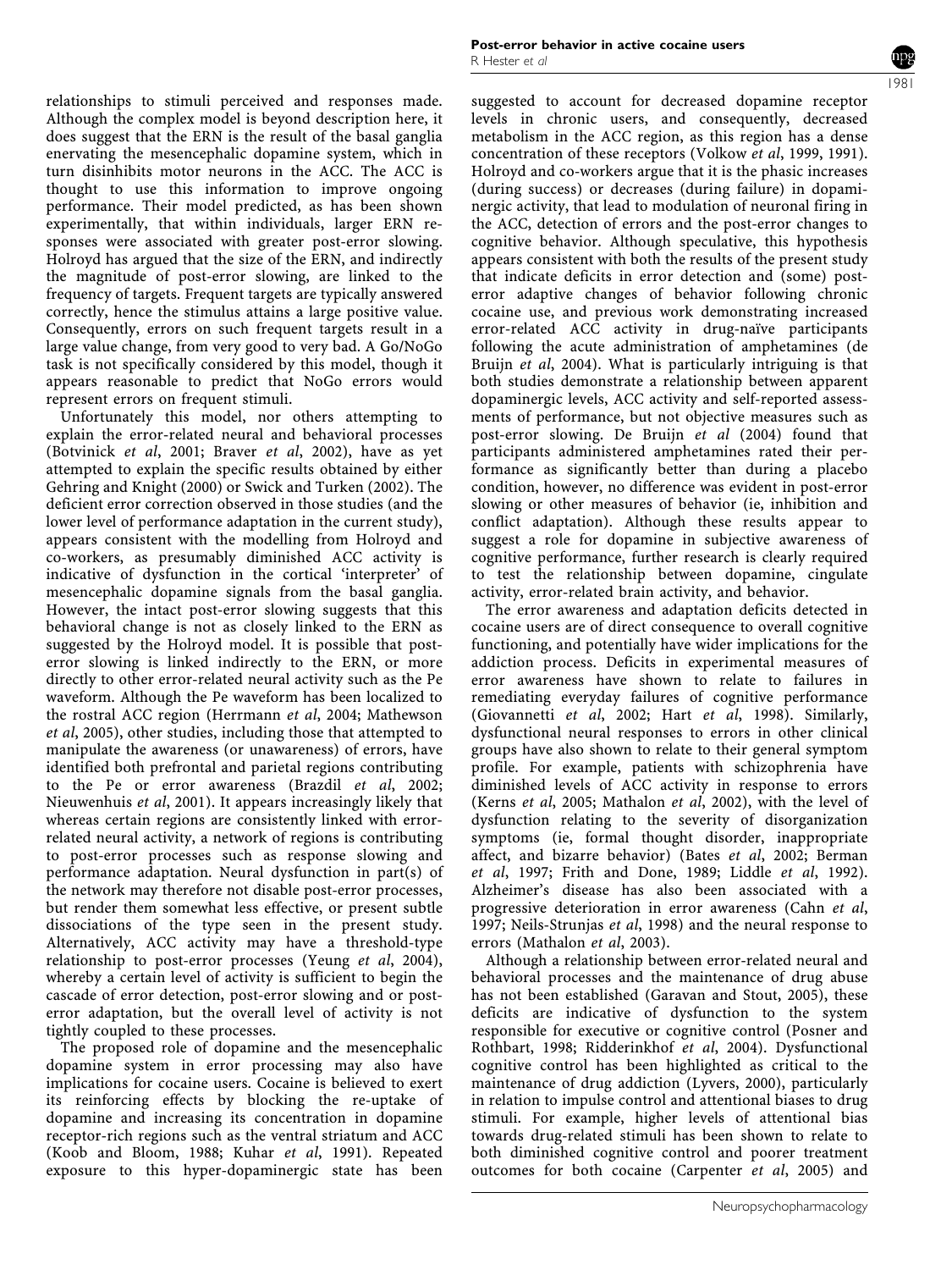relationships to stimuli perceived and responses made. Although the complex model is beyond description here, it does suggest that the ERN is the result of the basal ganglia enervating the mesencephalic dopamine system, which in turn disinhibits motor neurons in the ACC. The ACC is thought to use this information to improve ongoing performance. Their model predicted, as has been shown experimentally, that within individuals, larger ERN responses were associated with greater post-error slowing. Holroyd has argued that the size of the ERN, and indirectly the magnitude of post-error slowing, are linked to the frequency of targets. Frequent targets are typically answered correctly, hence the stimulus attains a large positive value. Consequently, errors on such frequent targets result in a large value change, from very good to very bad. A Go/NoGo task is not specifically considered by this model, though it appears reasonable to predict that NoGo errors would represent errors on frequent stimuli.

Unfortunately this model, nor others attempting to explain the error-related neural and behavioral processes (Botvinick *et al*, 2001; Braver *et al*, 2002), have as yet attempted to explain the specific results obtained by either Gehring and Knight (2000) or Swick and Turken (2002). The deficient error correction observed in those studies (and the lower level of performance adaptation in the current study), appears consistent with the modelling from Holroyd and co-workers, as presumably diminished ACC activity is indicative of dysfunction in the cortical 'interpreter' of mesencephalic dopamine signals from the basal ganglia. However, the intact post-error slowing suggests that this behavioral change is not as closely linked to the ERN as suggested by the Holroyd model. It is possible that post-error slowing is linked indirectly to the ERN, or more directly to other error-related neural activity such as the Pe waveform. Although the Pe waveform has been localized to the rostral ACC region (Herrmann *et al*, 2004; Mathewson *et al*, 2005), other studies, including those that attempted to manipulate the awareness (or unawareness) of errors, have identified both prefrontal and parietal regions contributing to the Pe or error awareness (Brazdil *et al*, 2002; Nieuwenhuis *et al*, 2001). It appears increasingly likely that whereas certain regions are consistently linked with error-related neural activity, a network of regions is contributing to post-error processes such as response slowing and performance adaptation. Neural dysfunction in part(s) of the network may therefore not disable post-error processes, but render them somewhat less effective, or present subtle dissociations of the type seen in the present study. Alternatively, ACC activity may have a threshold-type relationship to post-error processes (Yeung *et al*, 2004), whereby a certain level of activity is sufficient to begin the cascade of error detection, post-error slowing and or post-error adaptation, but the overall level of activity is not tightly coupled to these processes.

The proposed role of dopamine and the mesencephalic dopamine system in error processing may also have implications for cocaine users. Cocaine is believed to exert its reinforcing effects by blocking the re-uptake of dopamine and increasing its concentration in dopamine receptor-rich regions such as the ventral striatum and ACC (Koob and Bloom, 1988; Kuhar *et al*, 1991). Repeated exposure to this hyper-dopaminergic state has been suggested to account for decreased dopamine receptor levels in chronic users, and consequently, decreased metabolism in the ACC region, as this region has a dense concentration of these receptors (Volkow *et al*, 1999, 1991). Holroyd and co-workers argue that it is the phasic increases (during success) or decreases (during failure) in dopaminergic activity, that lead to modulation of neuronal firing in the ACC, detection of errors and the post-error changes to cognitive behavior. Although speculative, this hypothesis appears consistent with both the results of the present study that indicate deficits in error detection and (some) post-error adaptive changes of behavior following chronic cocaine use, and previous work demonstrating increased error-related ACC activity in drug-naïve participants following the acute administration of amphetamines (de Bruijn *et al*, 2004). What is particularly intriguing is that both studies demonstrate a relationship between apparent dopaminergic levels, ACC activity and self-reported assessments of performance, but not objective measures such as post-error slowing. De Bruijn *et al* (2004) found that participants administered amphetamines rated their performance as significantly better than during a placebo condition, however, no difference was evident in post-error slowing or other measures of behavior (ie, inhibition and conflict adaptation). Although these results appear to suggest a role for dopamine in subjective awareness of cognitive performance, further research is clearly required to test the relationship between dopamine, cingulate activity, error-related brain activity, and behavior.

The error awareness and adaptation deficits detected in cocaine users are of direct consequence to overall cognitive functioning, and potentially have wider implications for the addiction process. Deficits in experimental measures of error awareness have shown to relate to failures in remediating everyday failures of cognitive performance (Giovannetti *et al*, 2002; Hart *et al*, 1998). Similarly, dysfunctional neural responses to errors in other clinical groups have also shown to relate to their general symptom profile. For example, patients with schizophrenia have diminished levels of ACC activity in response to errors (Kerns *et al*, 2005; Mathalon *et al*, 2002), with the level of dysfunction relating to the severity of disorganization symptoms (ie, formal thought disorder, inappropriate affect, and bizarre behavior) (Bates *et al*, 2002; Berman *et al*, 1997; Frith and Done, 1989; Liddle *et al*, 1992). Alzheimer's disease has also been associated with a progressive deterioration in error awareness (Cahn *et al*, 1997; Neils-Strunjas *et al*, 1998) and the neural response to errors (Mathalon *et al*, 2003).

Although a relationship between error-related neural and behavioral processes and the maintenance of drug abuse has not been established (Garavan and Stout, 2005), these deficits are indicative of dysfunction to the system responsible for executive or cognitive control (Posner and Rothbart, 1998; Ridderinkhof *et al*, 2004). Dysfunctional cognitive control has been highlighted as critical to the maintenance of drug addiction (Lyvers, 2000), particularly in relation to impulse control and attentional biases to drug stimuli. For example, higher levels of attentional bias towards drug-related stimuli has been shown to relate to both diminished cognitive control and poorer treatment outcomes for both cocaine (Carpenter *et al*, 2005) and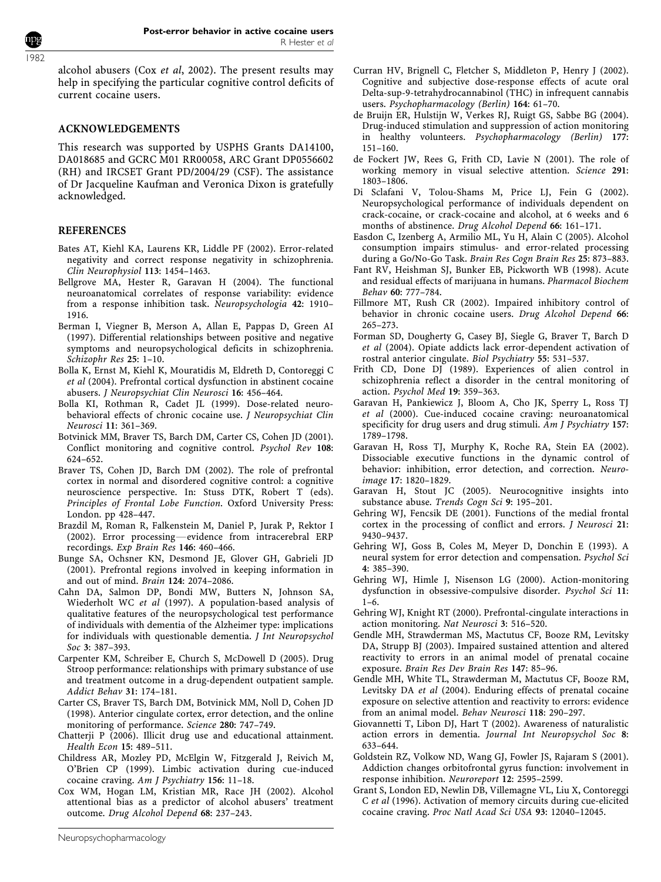alcohol abusers (Cox *et al*, 2002). The present results may help in specifying the particular cognitive control deficits of current cocaine users.

## ACKNOWLEDGEMENTS

This research was supported by USPHS Grants DA14100, DA018685 and GCRC M01 RR00058, ARC Grant DP0556602 (RH) and IRCSET Grant PD/2004/29 (CSF). The assistance of Dr Jacqueline Kaufman and Veronica Dixon is gratefully acknowledged.

## REFERENCES

Bates AT, Kiehl KA, Laurens KR, Liddle PF (2002). Error-related negativity and correct response negativity in schizophrenia. *Clin Neurophysiol* **113**: 1454–1463.

Bellgrove MA, Hester R, Garavan H (2004). The functional neuroanatomical correlates of response variability: evidence from a response inhibition task. *Neuropsychologia* **42**: 1910–1916.

Berman I, Viegner B, Merson A, Allan E, Pappas D, Green AI (1997). Differential relationships between positive and negative symptoms and neuropsychological deficits in schizophrenia. *Schizophr Res* **25**: 1–10.

Bolla K, Ernst M, Kiehl K, Mouratidis M, Eldreth D, Contoreggi C *et al* (2004). Prefrontal cortical dysfunction in abstinent cocaine abusers. *J Neuropsychiat Clin Neurosci* **16**: 456–464.

Bolla KI, Rothman R, Cadet JL (1999). Dose-related neurobehavioral effects of chronic cocaine use. *J Neuropsychiat Clin Neurosci* **11**: 361–369.

Botvinick MM, Braver TS, Barch DM, Carter CS, Cohen JD (2001). Conflict monitoring and cognitive control. *Psychol Rev* **108**: 624–652.

Braver TS, Cohen JD, Barch DM (2002). The role of prefrontal cortex in normal and disordered cognitive control: a cognitive neuroscience perspective. In: Stuss DTK, Robert T (eds). *Principles of Frontal Lobe Function*. Oxford University Press: London. pp 428–447.

Brazdil M, Roman R, Falkenstein M, Daniel P, Jurak P, Rektor I (2002). Error processing—evidence from intracerebral ERP recordings. *Exp Brain Res* **146**: 460–466.

Bunge SA, Ochsner KN, Desmond JE, Glover GH, Gabrieli JD (2001). Prefrontal regions involved in keeping information in and out of mind. *Brain* **124**: 2074–2086.

Cahn DA, Salmon DP, Bondi MW, Butters N, Johnson SA, Wiederholt WC *et al* (1997). A population-based analysis of qualitative features of the neuropsychological test performance of individuals with dementia of the Alzheimer type: implications for individuals with questionable dementia. *J Int Neuropsychol Soc* **3**: 387–393.

Carpenter KM, Schreiber E, Church S, McDowell D (2005). Drug Stroop performance: relationships with primary substance of use and treatment outcome in a drug-dependent outpatient sample. *Addict Behav* **31**: 174–181.

Carter CS, Braver TS, Barch DM, Botvinick MM, Noll D, Cohen JD (1998). Anterior cingulate cortex, error detection, and the online monitoring of performance. *Science* **280**: 747–749.

Chatterji P (2006). Illicit drug use and educational attainment. *Health Econ* **15**: 489–511.

Childress AR, Mozley PD, McElgin W, Fitzgerald J, Reivich M, O'Brien CP (1999). Limbic activation during cue-induced cocaine craving. *Am J Psychiatry* **156**: 11–18.

Cox WM, Hogan LM, Kristian MR, Race JH (2002). Alcohol attentional bias as a predictor of alcohol abusers' treatment outcome. *Drug Alcohol Depend* **68**: 237–243.

Curran HV, Brignell C, Fletcher S, Middleton P, Henry J (2002). Cognitive and subjective dose-response effects of acute oral Delta-sup-9-tetrahydrocannabinol (THC) in infrequent cannabis users. *Psychopharmacology (Berlin)* **164**: 61–70.

de Bruijn ER, Hulstijn W, Verkes RJ, Ruigt GS, Sabbe BG (2004). Drug-induced stimulation and suppression of action monitoring in healthy volunteers. *Psychopharmacology (Berlin)* **177**: 151–160.

de Fockert JW, Rees G, Frith CD, Lavie N (2001). The role of working memory in visual selective attention. *Science* **291**: 1803–1806.

Di Sclafani V, Tolou-Shams M, Price LJ, Fein G (2002). Neuropsychological performance of individuals dependent on crack-cocaine, or crack-cocaine and alcohol, at 6 weeks and 6 months of abstinence. *Drug Alcohol Depend* **66**: 161–171.

Easdon C, Izenberg A, Armilio ML, Yu H, Alain C (2005). Alcohol consumption impairs stimulus- and error-related processing during a Go/No-Go Task. *Brain Res Cogn Brain Res* **25**: 873–883.

Fant RV, Heishman SJ, Bunker EB, Pickworth WB (1998). Acute and residual effects of marijuana in humans. *Pharmacol Biochem Behav* **60**: 777–784.

Fillmore MT, Rush CR (2002). Impaired inhibitory control of behavior in chronic cocaine users. *Drug Alcohol Depend* **66**: 265–273.

Forman SD, Dougherty G, Casey BJ, Siegle G, Braver T, Barch D *et al* (2004). Opiate addicts lack error-dependent activation of rostral anterior cingulate. *Biol Psychiatry* **55**: 531–537.

Frith CD, Done DJ (1989). Experiences of alien control in schizophrenia reflect a disorder in the central monitoring of action. *Psychol Med* **19**: 359–363.

Garavan H, Pankiewicz J, Bloom A, Cho JK, Sperry L, Ross TJ *et al* (2000). Cue-induced cocaine craving: neuroanatomical specificity for drug users and drug stimuli. *Am J Psychiatry* **157**: 1789–1798.

Garavan H, Ross TJ, Murphy K, Roche RA, Stein EA (2002). Dissociable executive functions in the dynamic control of behavior: inhibition, error detection, and correction. *Neuroimage* **17**: 1820–1829.

Garavan H, Stout JC (2005). Neurocognitive insights into substance abuse. *Trends Cogn Sci* **9**: 195–201.

Gehring WJ, Fencsik DE (2001). Functions of the medial frontal cortex in the processing of conflict and errors. *J Neurosci* **21**: 9430–9437.

Gehring WJ, Goss B, Coles M, Meyer D, Donchin E (1993). A neural system for error detection and compensation. *Psychol Sci* **4**: 385–390.

Gehring WJ, Himle J, Nisenson LG (2000). Action-monitoring dysfunction in obsessive-compulsive disorder. *Psychol Sci* **11**: 1–6.

Gehring WJ, Knight RT (2000). Prefrontal-cingulate interactions in action monitoring. *Nat Neurosci* **3**: 516–520.

Gendle MH, Strawderman MS, Mactutus CF, Booze RM, Levitsky DA, Strupp BJ (2003). Impaired sustained attention and altered reactivity to errors in an animal model of prenatal cocaine exposure. *Brain Res Dev Brain Res* **147**: 85–96.

Gendle MH, White TL, Strawderman M, Mactutus CF, Booze RM, Levitsky DA *et al* (2004). Enduring effects of prenatal cocaine exposure on selective attention and reactivity to errors: evidence from an animal model. *Behav Neurosci* **118**: 290–297.

Giovannetti T, Libon DJ, Hart T (2002). Awareness of naturalistic action errors in dementia. *Journal Int Neuropsychol Soc* **8**: 633–644.

Goldstein RZ, Volkow ND, Wang GJ, Fowler JS, Rajaram S (2001). Addiction changes orbitofrontal gyrus function: involvement in response inhibition. *Neuroreport* **12**: 2595–2599.

Grant S, London ED, Newlin DB, Villemagne VL, Liu X, Contoreggi C *et al* (1996). Activation of memory circuits during cue-elicited cocaine craving. *Proc Natl Acad Sci USA* **93**: 12040–12045.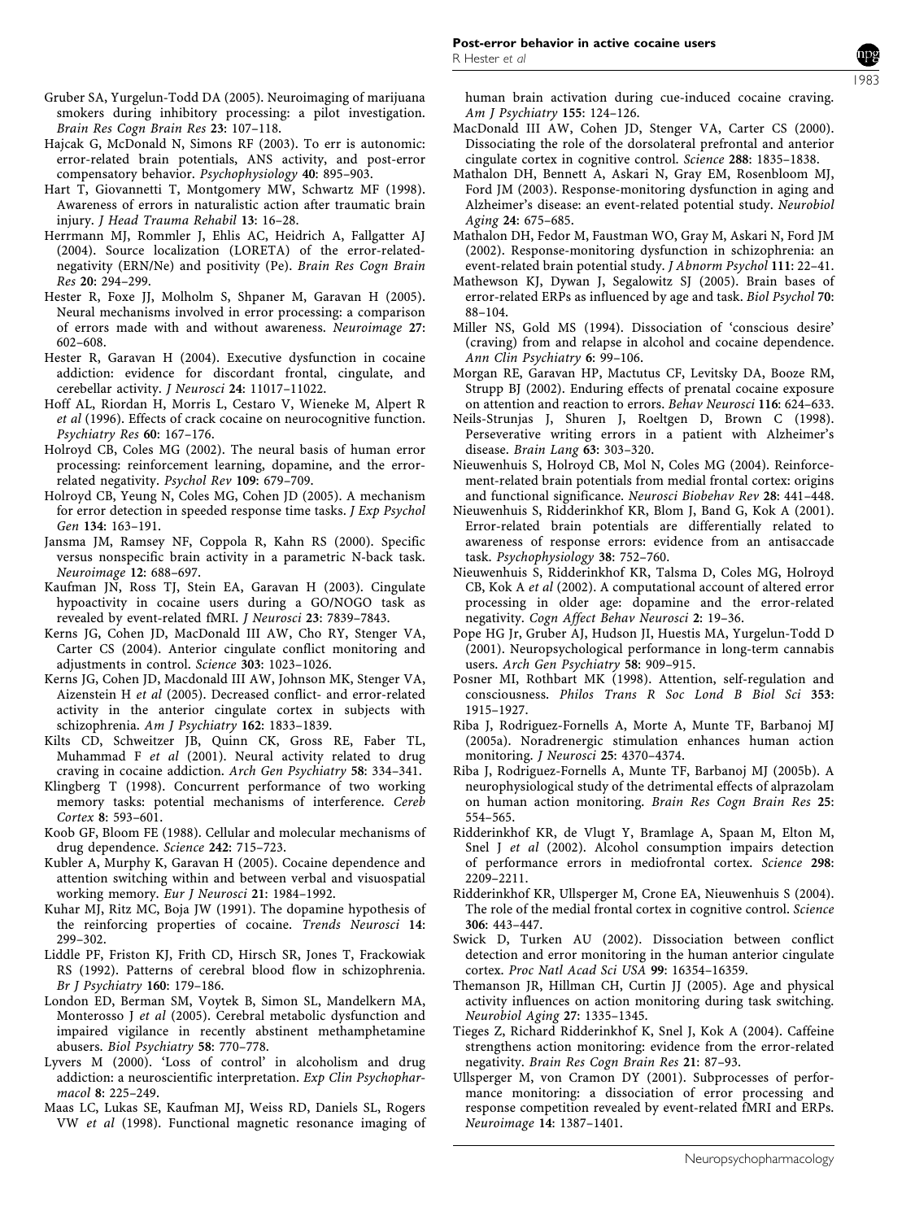Gruber SA, Yurgelun-Todd DA (2005). Neuroimaging of marijuana smokers during inhibitory processing: a pilot investigation. *Brain Res Cogn Brain Res* **23**: 107–118.

Hajcak G, McDonald N, Simons RF (2003). To err is autonomic: error-related brain potentials, ANS activity, and post-error compensatory behavior. *Psychophysiology* **40**: 895–903.

Hart T, Giovannetti T, Montgomery MW, Schwartz MF (1998). Awareness of errors in naturalistic action after traumatic brain injury. *J Head Trauma Rehabil* **13**: 16–28.

Herrmann MJ, Rommler J, Ehlis AC, Heidrich A, Fallgatter AJ (2004). Source localization (LORETA) of the error-related-negativity (ERN/Ne) and positivity (Pe). *Brain Res Cogn Brain Res* **20**: 294–299.

Hester R, Foxe JJ, Molholm S, Shpaner M, Garavan H (2005). Neural mechanisms involved in error processing: a comparison of errors made with and without awareness. *Neuroimage* **27**: 602–608.

Hester R, Garavan H (2004). Executive dysfunction in cocaine addiction: evidence for discordant frontal, cingulate, and cerebellar activity. *J Neurosci* **24**: 11017–11022.

Hoff AL, Riordan H, Morris L, Cestaro V, Wieneke M, Alpert R *et al* (1996). Effects of crack cocaine on neurocognitive function. *Psychiatry Res* **60**: 167–176.

Holroyd CB, Coles MG (2002). The neural basis of human error processing: reinforcement learning, dopamine, and the error-related negativity. *Psychol Rev* **109**: 679–709.

Holroyd CB, Yeung N, Coles MG, Cohen JD (2005). A mechanism for error detection in speeded response time tasks. *J Exp Psychol Gen* **134**: 163–191.

Jansma JM, Ramsey NF, Coppola R, Kahn RS (2000). Specific versus nonspecific brain activity in a parametric N-back task. *Neuroimage* **12**: 688–697.

Kaufman JN, Ross TJ, Stein EA, Garavan H (2003). Cingulate hypoactivity in cocaine users during a GO/NOGO task as revealed by event-related fMRI. *J Neurosci* **23**: 7839–7843.

Kerns JG, Cohen JD, MacDonald III AW, Cho RY, Stenger VA, Carter CS (2004). Anterior cingulate conflict monitoring and adjustments in control. *Science* **303**: 1023–1026.

Kerns JG, Cohen JD, Macdonald III AW, Johnson MK, Stenger VA, Aizenstein H *et al* (2005). Decreased conflict- and error-related activity in the anterior cingulate cortex in subjects with schizophrenia. *Am J Psychiatry* **162**: 1833–1839.

Kilts CD, Schweitzer JB, Quinn CK, Gross RE, Faber TL, Muhammad F *et al* (2001). Neural activity related to drug craving in cocaine addiction. *Arch Gen Psychiatry* **58**: 334–341.

Klingberg T (1998). Concurrent performance of two working memory tasks: potential mechanisms of interference. *Cereb Cortex* **8**: 593–601.

Koob GF, Bloom FE (1988). Cellular and molecular mechanisms of drug dependence. *Science* **242**: 715–723.

Kubler A, Murphy K, Garavan H (2005). Cocaine dependence and attention switching within and between verbal and visuospatial working memory. *Eur J Neurosci* **21**: 1984–1992.

Kuhar MJ, Ritz MC, Boja JW (1991). The dopamine hypothesis of the reinforcing properties of cocaine. *Trends Neurosci* **14**: 299–302.

Liddle PF, Friston KJ, Frith CD, Hirsch SR, Jones T, Frackowiak RS (1992). Patterns of cerebral blood flow in schizophrenia. *Br J Psychiatry* **160**: 179–186.

London ED, Berman SM, Voytek B, Simon SL, Mandelkern MA, Monterosso J *et al* (2005). Cerebral metabolic dysfunction and impaired vigilance in recently abstinent methamphetamine abusers. *Biol Psychiatry* **58**: 770–778.

Lyvers M (2000). 'Loss of control' in alcoholism and drug addiction: a neuroscientific interpretation. *Exp Clin Psychopharmacol* **8**: 225–249.

Maas LC, Lukas SE, Kaufman MJ, Weiss RD, Daniels SL, Rogers VW *et al* (1998). Functional magnetic resonance imaging of human brain activation during cue-induced cocaine craving. *Am J Psychiatry* **155**: 124–126.

MacDonald III AW, Cohen JD, Stenger VA, Carter CS (2000). Dissociating the role of the dorsolateral prefrontal and anterior cingulate cortex in cognitive control. *Science* **288**: 1835–1838.

Mathalon DH, Bennett A, Askari N, Gray EM, Rosenbloom MJ, Ford JM (2003). Response-monitoring dysfunction in aging and Alzheimer's disease: an event-related potential study. *Neurobiol Aging* **24**: 675–685.

Mathalon DH, Fedor M, Faustman WO, Gray M, Askari N, Ford JM (2002). Response-monitoring dysfunction in schizophrenia: an event-related brain potential study. *J Abnorm Psychol* **111**: 22–41.

Mathewson KJ, Dywan J, Segalowitz SJ (2005). Brain bases of error-related ERPs as influenced by age and task. *Biol Psychol* **70**: 88–104.

Miller NS, Gold MS (1994). Dissociation of 'conscious desire' (craving) from and relapse in alcohol and cocaine dependence. *Ann Clin Psychiatry* **6**: 99–106.

Morgan RE, Garavan HP, Mactutus CF, Levitsky DA, Booze RM, Strupp BJ (2002). Enduring effects of prenatal cocaine exposure on attention and reaction to errors. *Behav Neurosci* **116**: 624–633.

Neils-Strunjas J, Shuren J, Roeltgen D, Brown C (1998). Perseverative writing errors in a patient with Alzheimer's disease. *Brain Lang* **63**: 303–320.

Nieuwenhuis S, Holroyd CB, Mol N, Coles MG (2004). Reinforcement-related brain potentials from medial frontal cortex: origins and functional significance. *Neurosci Biobehav Rev* **28**: 441–448.

Nieuwenhuis S, Ridderinkhof KR, Blom J, Band G, Kok A (2001). Error-related brain potentials are differentially related to awareness of response errors: evidence from an antisaccade task. *Psychophysiology* **38**: 752–760.

Nieuwenhuis S, Ridderinkhof KR, Talsma D, Coles MG, Holroyd CB, Kok A *et al* (2002). A computational account of altered error processing in older age: dopamine and the error-related negativity. *Cogn Affect Behav Neurosci* **2**: 19–36.

Pope HG Jr, Gruber AJ, Hudson JI, Huestis MA, Yurgelun-Todd D (2001). Neuropsychological performance in long-term cannabis users. *Arch Gen Psychiatry* **58**: 909–915.

Posner MI, Rothbart MK (1998). Attention, self-regulation and consciousness. *Philos Trans R Soc Lond B Biol Sci* **353**: 1915–1927.

Riba J, Rodriguez-Fornells A, Morte A, Munte TF, Barbanoj MJ (2005a). Noradrenergic stimulation enhances human action monitoring. *J Neurosci* **25**: 4370–4374.

Riba J, Rodriguez-Fornells A, Munte TF, Barbanoj MJ (2005b). A neurophysiological study of the detrimental effects of alprazolam on human action monitoring. *Brain Res Cogn Brain Res* **25**: 554–565.

Ridderinkhof KR, de Vlugt Y, Bramlage A, Spaan M, Elton M, Snel J *et al* (2002). Alcohol consumption impairs detection of performance errors in mediofrontal cortex. *Science* **298**: 2209–2211.

Ridderinkhof KR, Ullsperger M, Crone EA, Nieuwenhuis S (2004). The role of the medial frontal cortex in cognitive control. *Science* **306**: 443–447.

Swick D, Turken AU (2002). Dissociation between conflict detection and error monitoring in the human anterior cingulate cortex. *Proc Natl Acad Sci USA* **99**: 16354–16359.

Themanson JR, Hillman CH, Curtin JJ (2005). Age and physical activity influences on action monitoring during task switching. *Neurobiol Aging* **27**: 1335–1345.

Tieges Z, Richard Ridderinkhof K, Snel J, Kok A (2004). Caffeine strengthens action monitoring: evidence from the error-related negativity. *Brain Res Cogn Brain Res* **21**: 87–93.

Ullsperger M, von Cramon DY (2001). Subprocesses of performance monitoring: a dissociation of error processing and response competition revealed by event-related fMRI and ERPs. *Neuroimage* **14**: 1387–1401.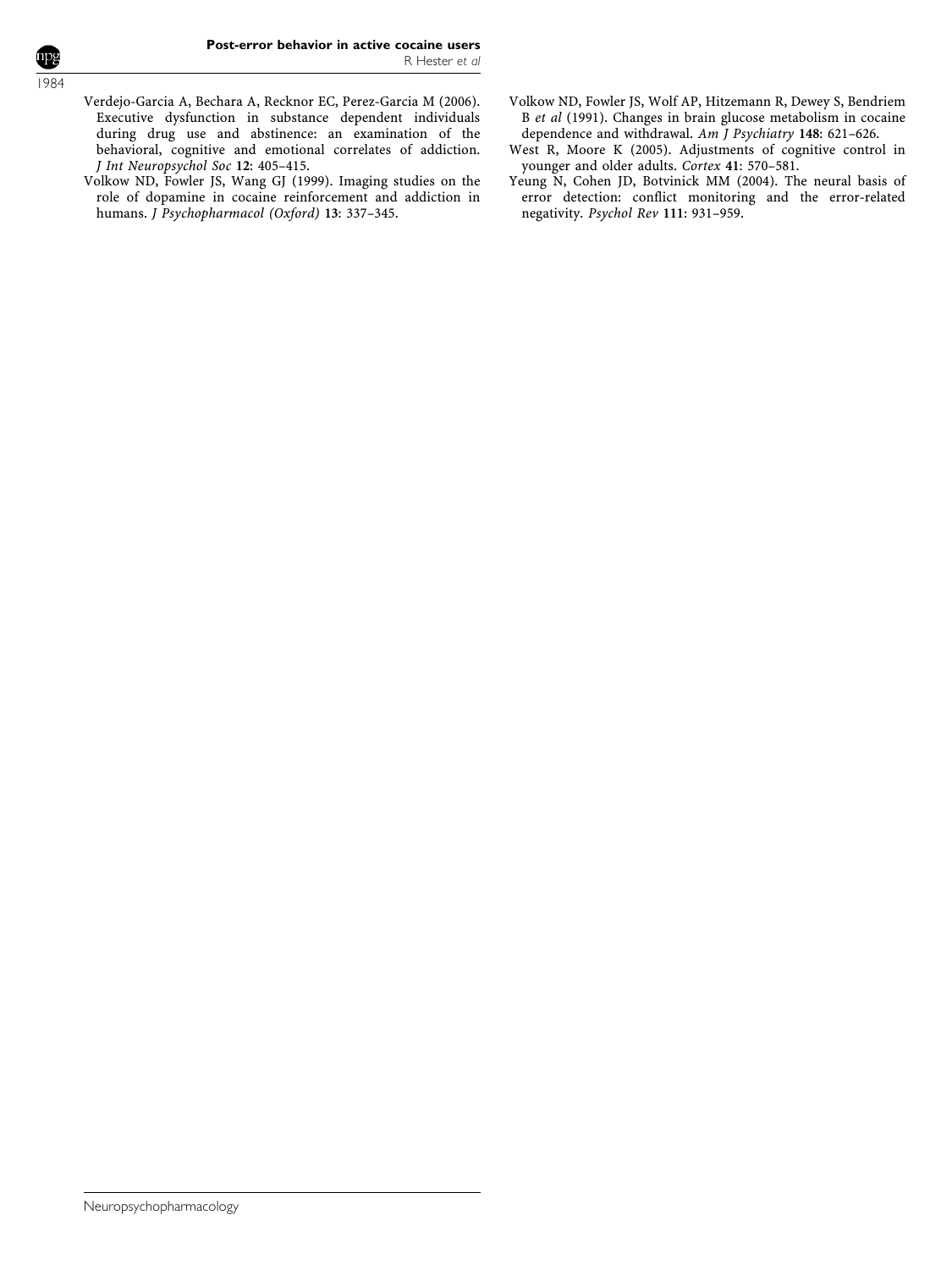Verdejo-Garcia A, Bechara A, Recknor EC, Perez-Garcia M (2006). Executive dysfunction in substance dependent individuals during drug use and abstinence: an examination of the behavioral, cognitive and emotional correlates of addiction. *J Int Neuropsychol Soc* **12**: 405–415.

Volkow ND, Fowler JS, Wang GJ (1999). Imaging studies on the role of dopamine in cocaine reinforcement and addiction in humans. *J Psychopharmacol (Oxford)* **13**: 337–345.

Volkow ND, Fowler JS, Wolf AP, Hitzemann R, Dewey S, Bendriem B *et al* (1991). Changes in brain glucose metabolism in cocaine dependence and withdrawal. *Am J Psychiatry* **148**: 621–626.

West R, Moore K (2005). Adjustments of cognitive control in younger and older adults. *Cortex* **41**: 570–581.

Yeung N, Cohen JD, Botvinick MM (2004). The neural basis of error detection: conflict monitoring and the error-related negativity. *Psychol Rev* **111**: 931–959.